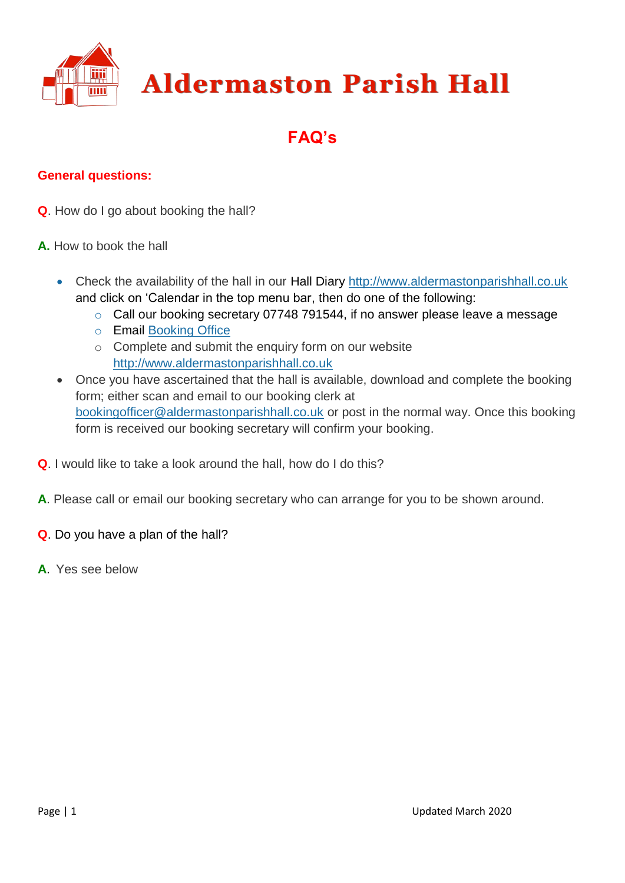# Aldermaston Parish Hall

## FAQ's

### General questions:

**Q**. How do I go about booking the hall?

**A.** How to book the hall

- Check the availability of the hall in our Hall Diary [http://www.aldermastonparishhall.co.uk](http://www.aldermastonparishhall.co.uk) and click on 'Calendar in the top menu bar, then do one of the following:
  - Call our booking secretary 07748 791544, if no answer please leave a message
  - Email Booking Office
  - Complete and submit the enquiry form on our website [http://www.aldermastonparishhall.co.uk](http://www.aldermastonparishhall.co.uk)
- Once you have ascertained that the hall is available, download and complete the booking form; either scan and email to our booking clerk at bookingofficer@aldermastonparishhall.co.uk or post in the normal way. Once this booking form is received our booking secretary will confirm your booking.

**Q**. I would like to take a look around the hall, how do I do this?

**A**. Please call or email our booking secretary who can arrange for you to be shown around.

**Q**. Do you have a plan of the hall?

**A**. Yes see below

Updated March 2020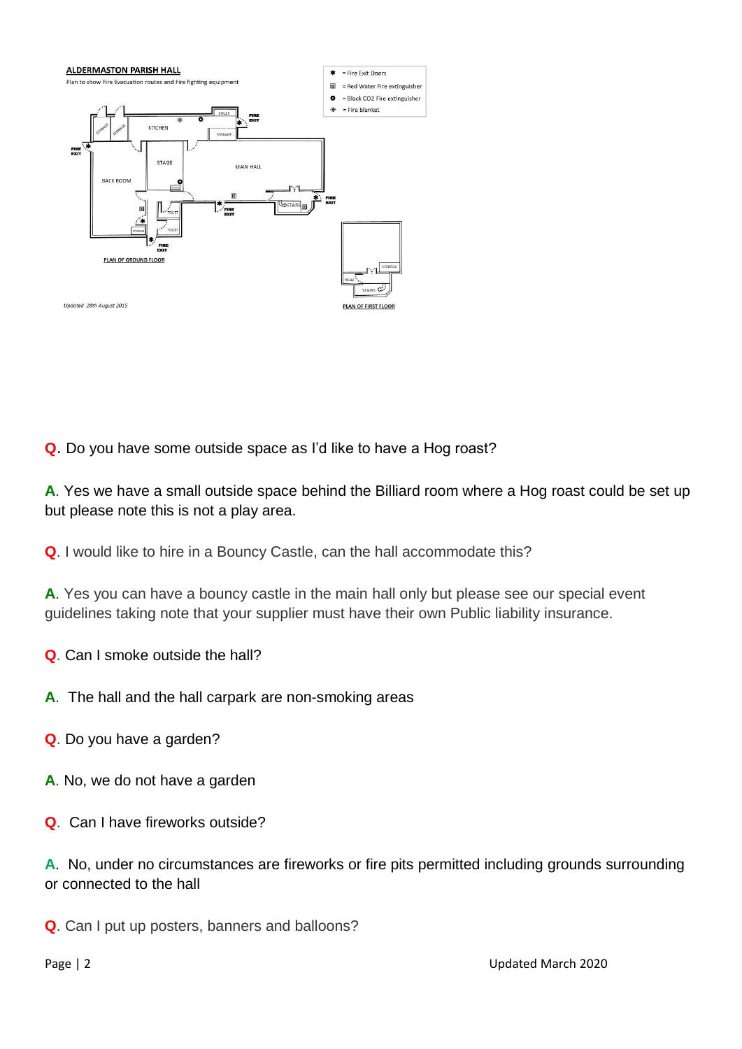**ALDERMASTON PARISH HALL**

Plan to show Fire Evacuation routes and Fire fighting equipment

- ✱ = Fire Exit Doors
- ▤ = Red Water Fire extinguisher
- ⭘ = Black CO2 Fire extinguisher
- ◈ = Fire blanket

PLAN OF GROUND FLOOR

PLAN OF FIRST FLOOR

*Updated 28th August 2015*

**Q**. Do you have some outside space as I'd like to have a Hog roast?

**A**. Yes we have a small outside space behind the Billiard room where a Hog roast could be set up but please note this is not a play area.

**Q**. I would like to hire in a Bouncy Castle, can the hall accommodate this?

**A**. Yes you can have a bouncy castle in the main hall only but please see our special event guidelines taking note that your supplier must have their own Public liability insurance.

**Q**. Can I smoke outside the hall?

**A**. The hall and the hall carpark are non-smoking areas

**Q**. Do you have a garden?

**A**. No, we do not have a garden

**Q**. Can I have fireworks outside?

**A**. No, under no circumstances are fireworks or fire pits permitted including grounds surrounding or connected to the hall

**Q**. Can I put up posters, banners and balloons?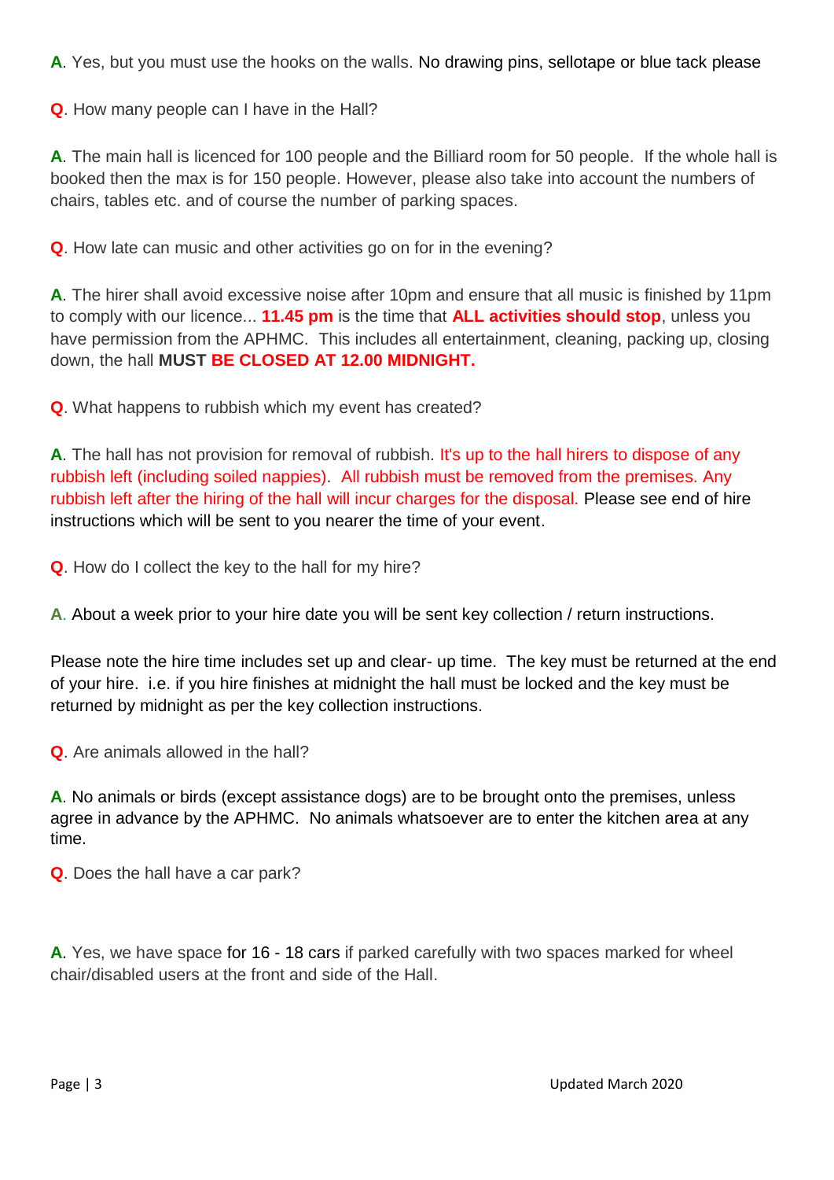**A**. Yes, but you must use the hooks on the walls. No drawing pins, sellotape or blue tack please

**Q**. How many people can I have in the Hall?

**A**. The main hall is licenced for 100 people and the Billiard room for 50 people. If the whole hall is booked then the max is for 150 people. However, please also take into account the numbers of chairs, tables etc. and of course the number of parking spaces.

**Q**. How late can music and other activities go on for in the evening?

**A**. The hirer shall avoid excessive noise after 10pm and ensure that all music is finished by 11pm to comply with our licence... **11.45 pm** is the time that **ALL activities should stop**, unless you have permission from the APHMC. This includes all entertainment, cleaning, packing up, closing down, the hall **MUST BE CLOSED AT 12.00 MIDNIGHT.**

**Q**. What happens to rubbish which my event has created?

**A**. The hall has not provision for removal of rubbish. It's up to the hall hirers to dispose of any rubbish left (including soiled nappies). All rubbish must be removed from the premises. Any rubbish left after the hiring of the hall will incur charges for the disposal. Please see end of hire instructions which will be sent to you nearer the time of your event.

**Q**. How do I collect the key to the hall for my hire?

**A**. About a week prior to your hire date you will be sent key collection / return instructions.

Please note the hire time includes set up and clear- up time. The key must be returned at the end of your hire. i.e. if you hire finishes at midnight the hall must be locked and the key must be returned by midnight as per the key collection instructions.

**Q**. Are animals allowed in the hall?

**A**. No animals or birds (except assistance dogs) are to be brought onto the premises, unless agree in advance by the APHMC. No animals whatsoever are to enter the kitchen area at any time.

**Q**. Does the hall have a car park?

**A**. Yes, we have space for 16 - 18 cars if parked carefully with two spaces marked for wheel chair/disabled users at the front and side of the Hall.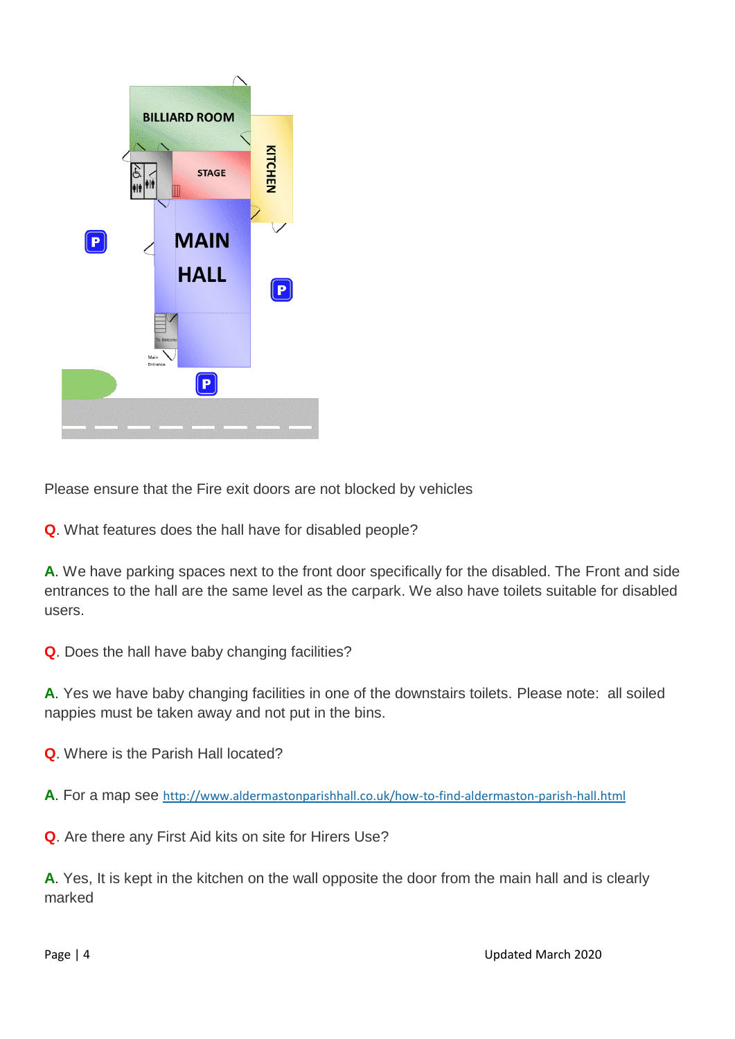Please ensure that the Fire exit doors are not blocked by vehicles

**Q**. What features does the hall have for disabled people?

**A**. We have parking spaces next to the front door specifically for the disabled. The Front and side entrances to the hall are the same level as the carpark. We also have toilets suitable for disabled users.

**Q**. Does the hall have baby changing facilities?

**A**. Yes we have baby changing facilities in one of the downstairs toilets. Please note: all soiled nappies must be taken away and not put in the bins.

**Q**. Where is the Parish Hall located?

**A**. For a map see http://www.aldermastonparishhall.co.uk/how-to-find-aldermaston-parish-hall.html

**Q**. Are there any First Aid kits on site for Hirers Use?

**A**. Yes, It is kept in the kitchen on the wall opposite the door from the main hall and is clearly marked

Updated March 2020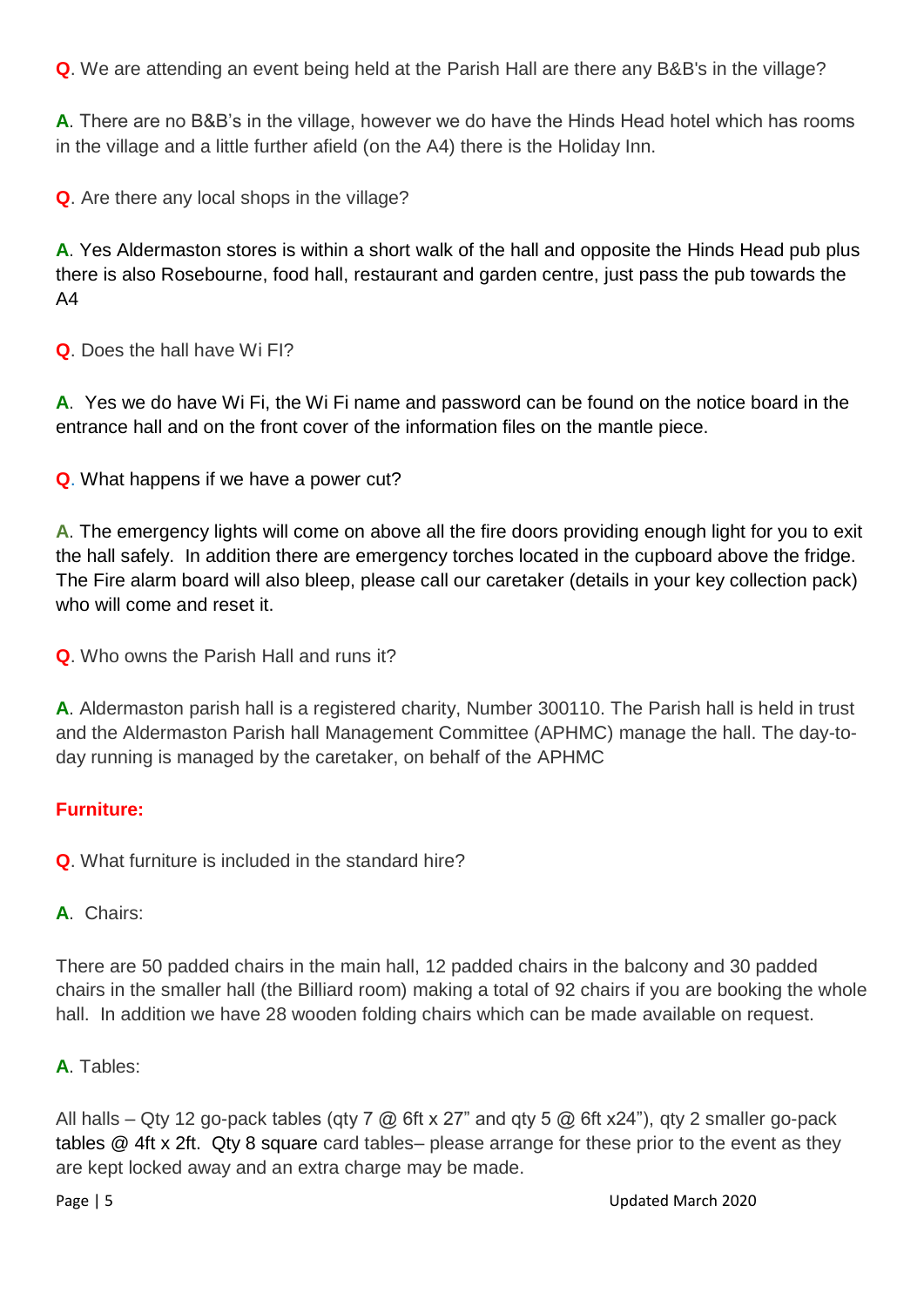**Q**. We are attending an event being held at the Parish Hall are there any B&B's in the village?

**A**. There are no B&B's in the village, however we do have the Hinds Head hotel which has rooms in the village and a little further afield (on the A4) there is the Holiday Inn.

**Q**. Are there any local shops in the village?

**A**. Yes Aldermaston stores is within a short walk of the hall and opposite the Hinds Head pub plus there is also Rosebourne, food hall, restaurant and garden centre, just pass the pub towards the A4

**Q**. Does the hall have Wi FI?

**A**. Yes we do have Wi Fi, the Wi Fi name and password can be found on the notice board in the entrance hall and on the front cover of the information files on the mantle piece.

**Q**. What happens if we have a power cut?

**A**. The emergency lights will come on above all the fire doors providing enough light for you to exit the hall safely. In addition there are emergency torches located in the cupboard above the fridge. The Fire alarm board will also bleep, please call our caretaker (details in your key collection pack) who will come and reset it.

**Q**. Who owns the Parish Hall and runs it?

**A**. Aldermaston parish hall is a registered charity, Number 300110. The Parish hall is held in trust and the Aldermaston Parish hall Management Committee (APHMC) manage the hall. The day-to-day running is managed by the caretaker, on behalf of the APHMC

## Furniture:

**Q**. What furniture is included in the standard hire?

**A**. Chairs:

There are 50 padded chairs in the main hall, 12 padded chairs in the balcony and 30 padded chairs in the smaller hall (the Billiard room) making a total of 92 chairs if you are booking the whole hall. In addition we have 28 wooden folding chairs which can be made available on request.

**A**. Tables:

All halls – Qty 12 go-pack tables (qty 7 @ 6ft x 27" and qty 5 @ 6ft x24"), qty 2 smaller go-pack tables @ 4ft x 2ft. Qty 8 square card tables– please arrange for these prior to the event as they are kept locked away and an extra charge may be made.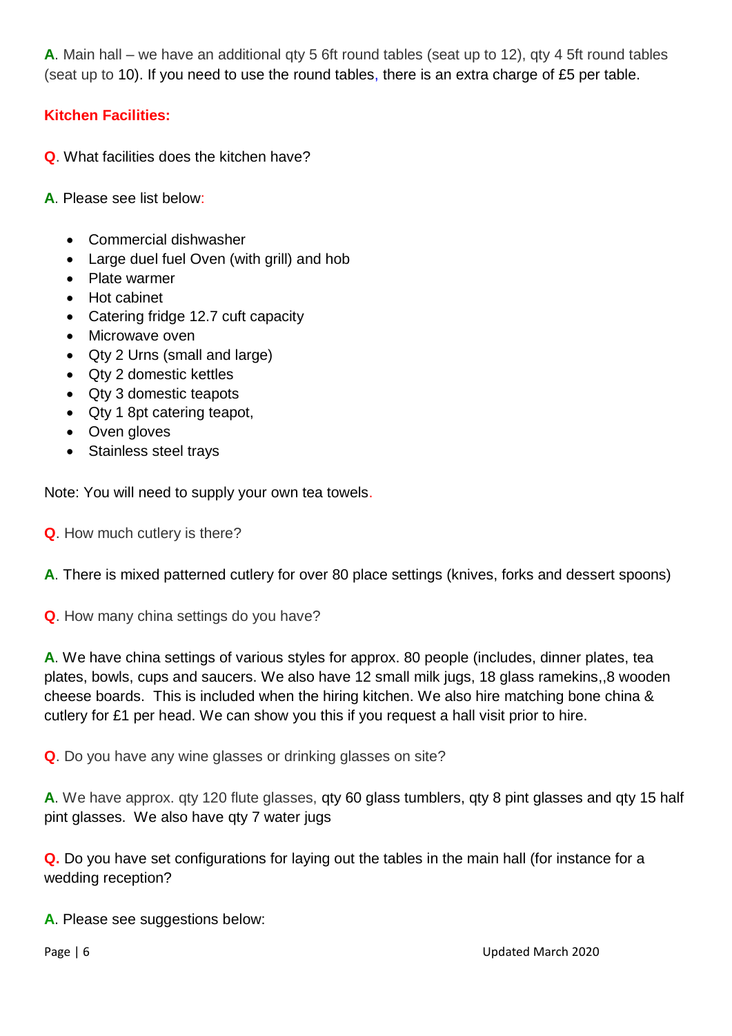**A**. Main hall – we have an additional qty 5 6ft round tables (seat up to 12), qty 4 5ft round tables (seat up to 10). If you need to use the round tables, there is an extra charge of £5 per table.

**Kitchen Facilities:**

**Q**. What facilities does the kitchen have?

**A**. Please see list below:

- Commercial dishwasher
- Large duel fuel Oven (with grill) and hob
- Plate warmer
- Hot cabinet
- Catering fridge 12.7 cuft capacity
- Microwave oven
- Qty 2 Urns (small and large)
- Qty 2 domestic kettles
- Qty 3 domestic teapots
- Qty 1 8pt catering teapot,
- Oven gloves
- Stainless steel trays

Note: You will need to supply your own tea towels.

**Q**. How much cutlery is there?

**A**. There is mixed patterned cutlery for over 80 place settings (knives, forks and dessert spoons)

**Q**. How many china settings do you have?

**A**. We have china settings of various styles for approx. 80 people (includes, dinner plates, tea plates, bowls, cups and saucers. We also have 12 small milk jugs, 18 glass ramekins,,8 wooden cheese boards. This is included when the hiring kitchen. We also hire matching bone china & cutlery for £1 per head. We can show you this if you request a hall visit prior to hire.

**Q**. Do you have any wine glasses or drinking glasses on site?

**A**. We have approx. qty 120 flute glasses, qty 60 glass tumblers, qty 8 pint glasses and qty 15 half pint glasses. We also have qty 7 water jugs

**Q.** Do you have set configurations for laying out the tables in the main hall (for instance for a wedding reception?

**A**. Please see suggestions below: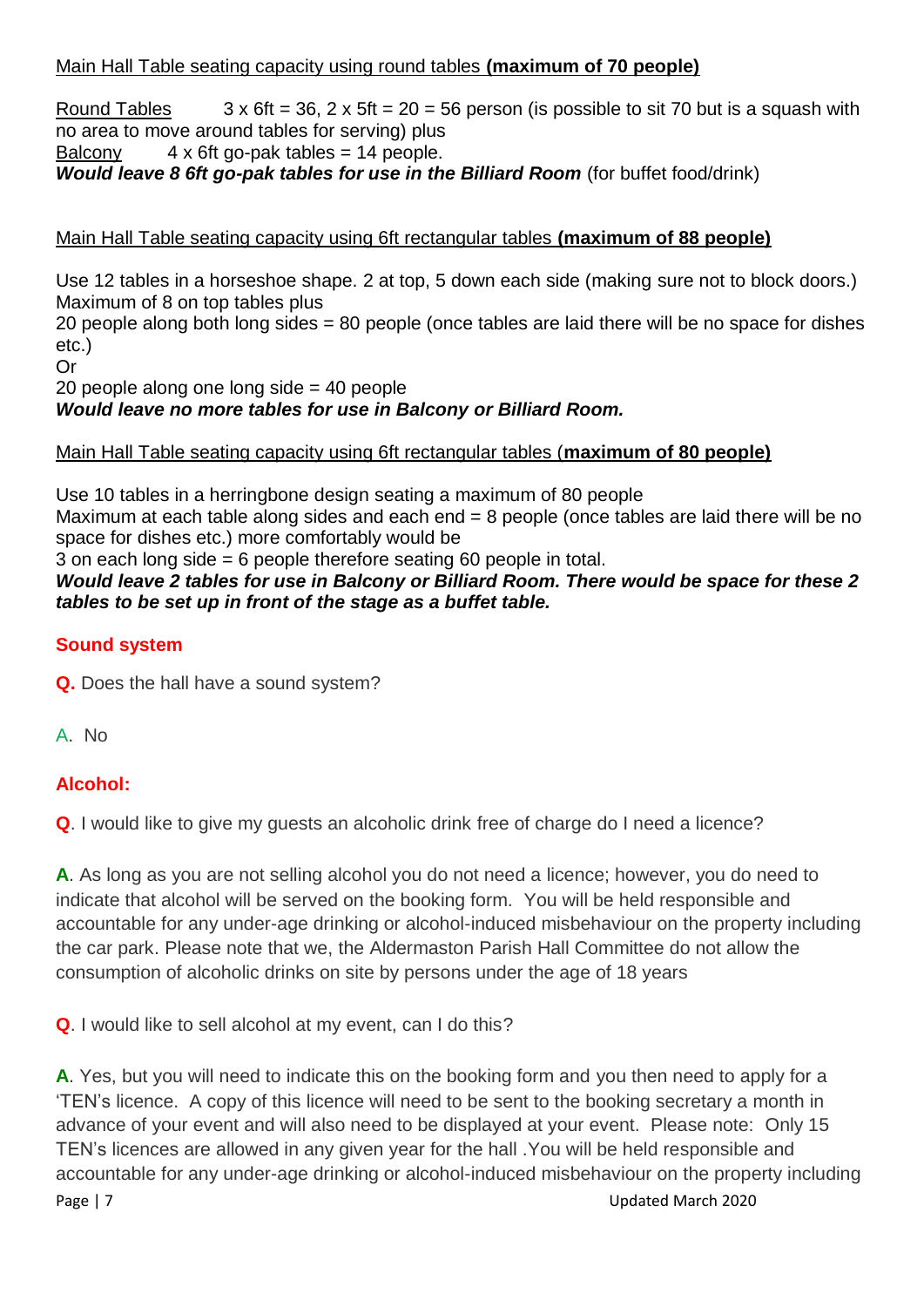Main Hall Table seating capacity using round tables **(maximum of 70 people)**

Round Tables 3 x 6ft = 36, 2 x 5ft = 20 = 56 person (is possible to sit 70 but is a squash with no area to move around tables for serving) plus
Balcony 4 x 6ft go-pak tables = 14 people.
***Would leave 8 6ft go-pak tables for use in the Billiard Room*** (for buffet food/drink)

Main Hall Table seating capacity using 6ft rectangular tables **(maximum of 88 people)**

Use 12 tables in a horseshoe shape. 2 at top, 5 down each side (making sure not to block doors.)
Maximum of 8 on top tables plus
20 people along both long sides = 80 people (once tables are laid there will be no space for dishes etc.)
Or
20 people along one long side = 40 people
***Would leave no more tables for use in Balcony or Billiard Room.***

Main Hall Table seating capacity using 6ft rectangular tables (**maximum of 80 people)**

Use 10 tables in a herringbone design seating a maximum of 80 people
Maximum at each table along sides and each end = 8 people (once tables are laid there will be no space for dishes etc.) more comfortably would be
3 on each long side = 6 people therefore seating 60 people in total.
***Would leave 2 tables for use in Balcony or Billiard Room. There would be space for these 2 tables to be set up in front of the stage as a buffet table.***

## Sound system

**Q.** Does the hall have a sound system?

A. No

## Alcohol:

**Q**. I would like to give my guests an alcoholic drink free of charge do I need a licence?

**A**. As long as you are not selling alcohol you do not need a licence; however, you do need to indicate that alcohol will be served on the booking form. You will be held responsible and accountable for any under-age drinking or alcohol-induced misbehaviour on the property including the car park. Please note that we, the Aldermaston Parish Hall Committee do not allow the consumption of alcoholic drinks on site by persons under the age of 18 years

**Q**. I would like to sell alcohol at my event, can I do this?

**A**. Yes, but you will need to indicate this on the booking form and you then need to apply for a 'TEN's licence. A copy of this licence will need to be sent to the booking secretary a month in advance of your event and will also need to be displayed at your event. Please note: Only 15 TEN's licences are allowed in any given year for the hall .You will be held responsible and accountable for any under-age drinking or alcohol-induced misbehaviour on the property including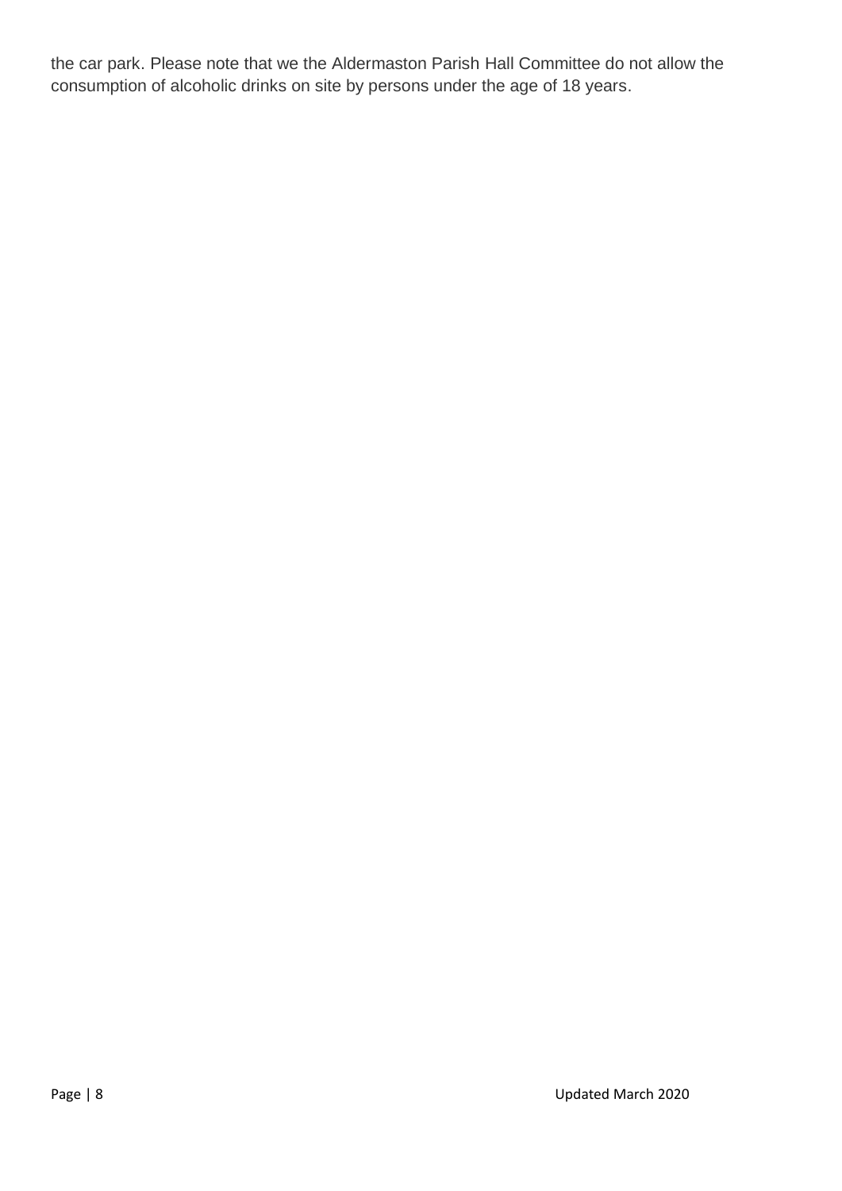the car park. Please note that we the Aldermaston Parish Hall Committee do not allow the consumption of alcoholic drinks on site by persons under the age of 18 years.